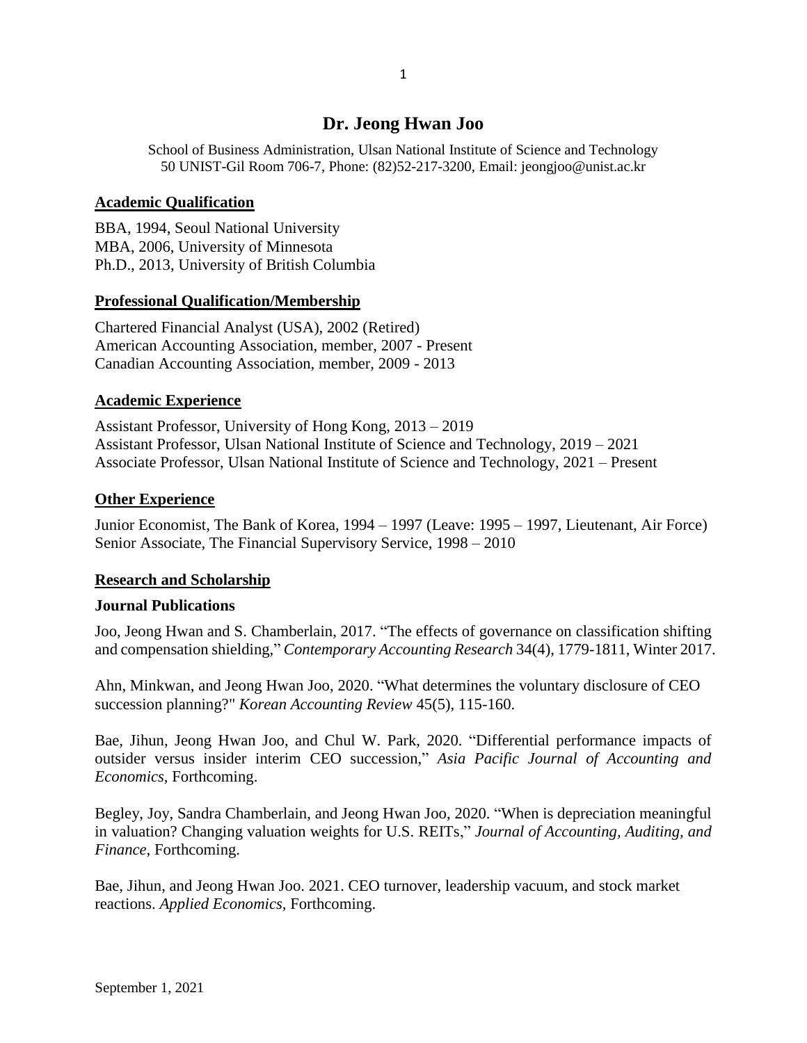# Dr. Jeong Hwan Joo

School of Business Administration, Ulsan National Institute of Science and Technology
50 UNIST-Gil Room 706-7, Phone: (82)52-217-3200, Email: jeongjoo@unist.ac.kr

## Academic Qualification

BBA, 1994, Seoul National University
MBA, 2006, University of Minnesota
Ph.D., 2013, University of British Columbia

## Professional Qualification/Membership

Chartered Financial Analyst (USA), 2002 (Retired)
American Accounting Association, member, 2007 - Present
Canadian Accounting Association, member, 2009 - 2013

## Academic Experience

Assistant Professor, University of Hong Kong, 2013 – 2019
Assistant Professor, Ulsan National Institute of Science and Technology, 2019 – 2021
Associate Professor, Ulsan National Institute of Science and Technology, 2021 – Present

## Other Experience

Junior Economist, The Bank of Korea, 1994 – 1997 (Leave: 1995 – 1997, Lieutenant, Air Force)
Senior Associate, The Financial Supervisory Service, 1998 – 2010

## Research and Scholarship

### Journal Publications

Joo, Jeong Hwan and S. Chamberlain, 2017. "The effects of governance on classification shifting and compensation shielding," *Contemporary Accounting Research* 34(4), 1779-1811, Winter 2017.

Ahn, Minkwan, and Jeong Hwan Joo, 2020. "What determines the voluntary disclosure of CEO succession planning?" *Korean Accounting Review* 45(5), 115-160.

Bae, Jihun, Jeong Hwan Joo, and Chul W. Park, 2020. "Differential performance impacts of outsider versus insider interim CEO succession," *Asia Pacific Journal of Accounting and Economics,* Forthcoming.

Begley, Joy, Sandra Chamberlain, and Jeong Hwan Joo, 2020. "When is depreciation meaningful in valuation? Changing valuation weights for U.S. REITs," *Journal of Accounting, Auditing, and Finance*, Forthcoming.

Bae, Jihun, and Jeong Hwan Joo. 2021. CEO turnover, leadership vacuum, and stock market reactions. *Applied Economics,* Forthcoming.

September 1, 2021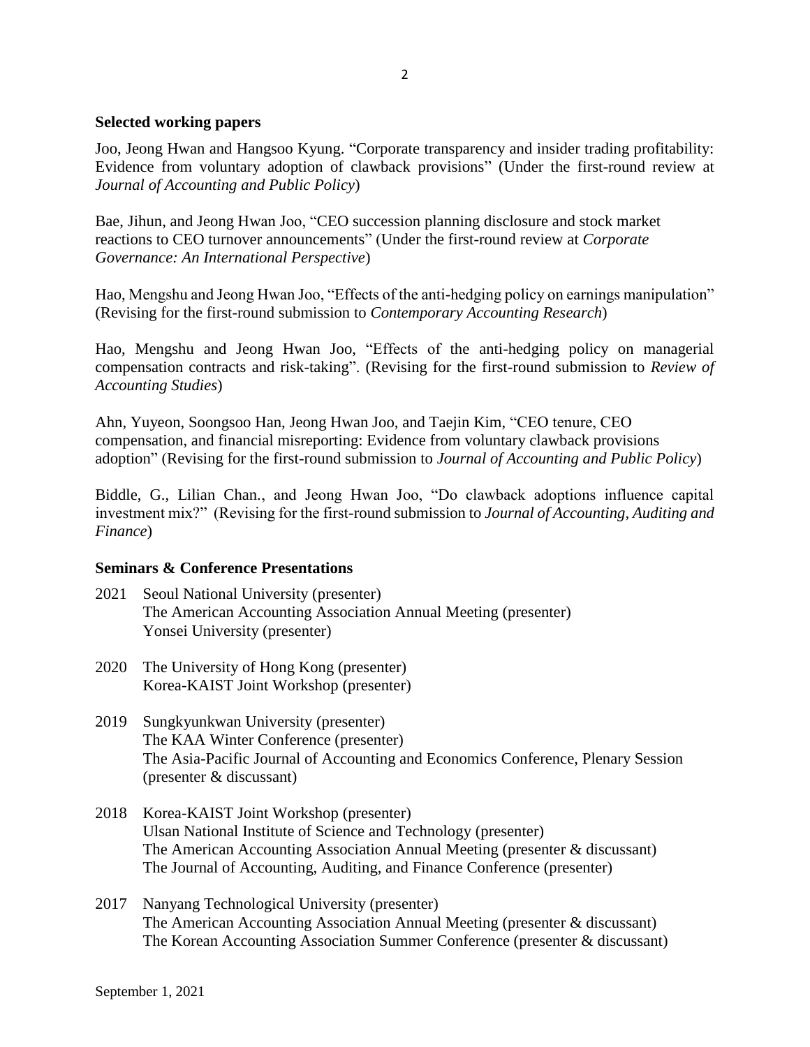### Selected working papers

Joo, Jeong Hwan and Hangsoo Kyung. "Corporate transparency and insider trading profitability: Evidence from voluntary adoption of clawback provisions" (Under the first-round review at *Journal of Accounting and Public Policy*)

Bae, Jihun, and Jeong Hwan Joo, "CEO succession planning disclosure and stock market reactions to CEO turnover announcements" (Under the first-round review at *Corporate Governance: An International Perspective*)

Hao, Mengshu and Jeong Hwan Joo, "Effects of the anti-hedging policy on earnings manipulation" (Revising for the first-round submission to *Contemporary Accounting Research*)

Hao, Mengshu and Jeong Hwan Joo, "Effects of the anti-hedging policy on managerial compensation contracts and risk-taking". (Revising for the first-round submission to *Review of Accounting Studies*)

Ahn, Yuyeon, Soongsoo Han, Jeong Hwan Joo, and Taejin Kim, "CEO tenure, CEO compensation, and financial misreporting: Evidence from voluntary clawback provisions adoption" (Revising for the first-round submission to *Journal of Accounting and Public Policy*)

Biddle, G., Lilian Chan., and Jeong Hwan Joo, "Do clawback adoptions influence capital investment mix?" (Revising for the first-round submission to *Journal of Accounting, Auditing and Finance*)

### Seminars & Conference Presentations

2021 Seoul National University (presenter)
The American Accounting Association Annual Meeting (presenter)
Yonsei University (presenter)

2020 The University of Hong Kong (presenter)
Korea-KAIST Joint Workshop (presenter)

2019 Sungkyunkwan University (presenter)
The KAA Winter Conference (presenter)
The Asia-Pacific Journal of Accounting and Economics Conference, Plenary Session (presenter & discussant)

2018 Korea-KAIST Joint Workshop (presenter)
Ulsan National Institute of Science and Technology (presenter)
The American Accounting Association Annual Meeting (presenter & discussant)
The Journal of Accounting, Auditing, and Finance Conference (presenter)

2017 Nanyang Technological University (presenter)
The American Accounting Association Annual Meeting (presenter & discussant)
The Korean Accounting Association Summer Conference (presenter & discussant)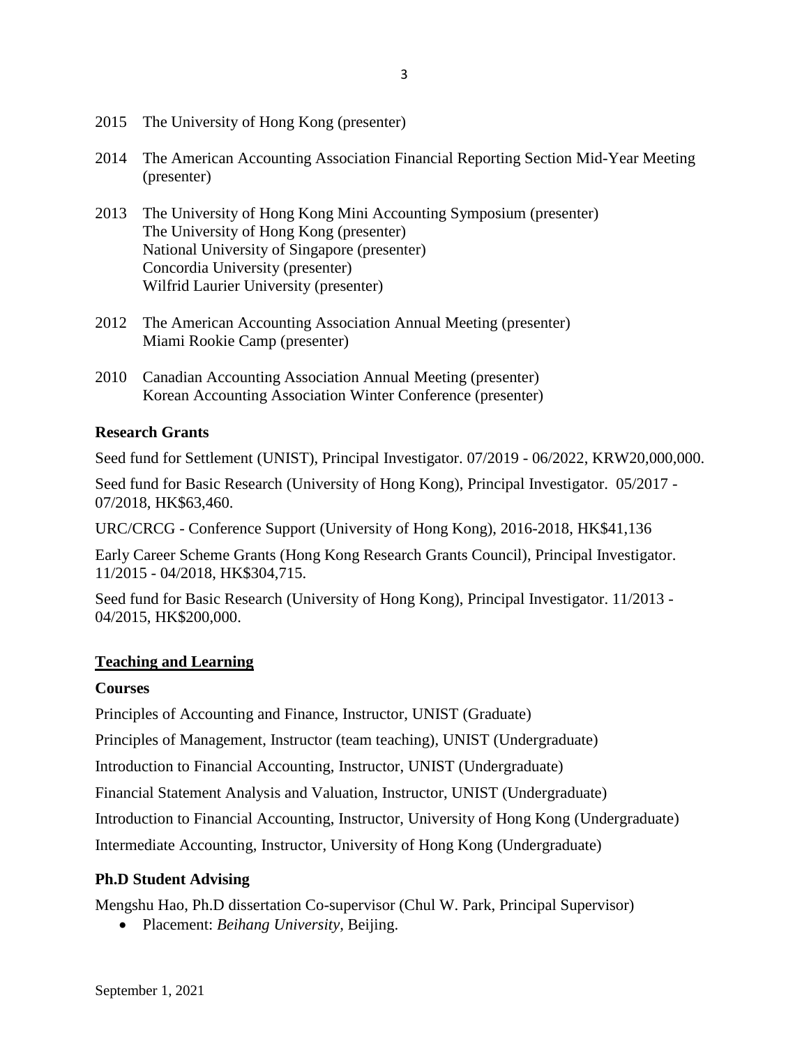2015 The University of Hong Kong (presenter)

2014 The American Accounting Association Financial Reporting Section Mid-Year Meeting (presenter)

2013 The University of Hong Kong Mini Accounting Symposium (presenter)
The University of Hong Kong (presenter)
National University of Singapore (presenter)
Concordia University (presenter)
Wilfrid Laurier University (presenter)

2012 The American Accounting Association Annual Meeting (presenter)
Miami Rookie Camp (presenter)

2010 Canadian Accounting Association Annual Meeting (presenter)
Korean Accounting Association Winter Conference (presenter)

### Research Grants

Seed fund for Settlement (UNIST), Principal Investigator. 07/2019 - 06/2022, KRW20,000,000.

Seed fund for Basic Research (University of Hong Kong), Principal Investigator. 05/2017 - 07/2018, HK$63,460.

URC/CRCG - Conference Support (University of Hong Kong), 2016-2018, HK$41,136

Early Career Scheme Grants (Hong Kong Research Grants Council), Principal Investigator. 11/2015 - 04/2018, HK$304,715.

Seed fund for Basic Research (University of Hong Kong), Principal Investigator. 11/2013 - 04/2015, HK$200,000.

## Teaching and Learning

### Courses

Principles of Accounting and Finance, Instructor, UNIST (Graduate)

Principles of Management, Instructor (team teaching), UNIST (Undergraduate)

Introduction to Financial Accounting, Instructor, UNIST (Undergraduate)

Financial Statement Analysis and Valuation, Instructor, UNIST (Undergraduate)

Introduction to Financial Accounting, Instructor, University of Hong Kong (Undergraduate)

Intermediate Accounting, Instructor, University of Hong Kong (Undergraduate)

### Ph.D Student Advising

Mengshu Hao, Ph.D dissertation Co-supervisor (Chul W. Park, Principal Supervisor)

- Placement: *Beihang University*, Beijing.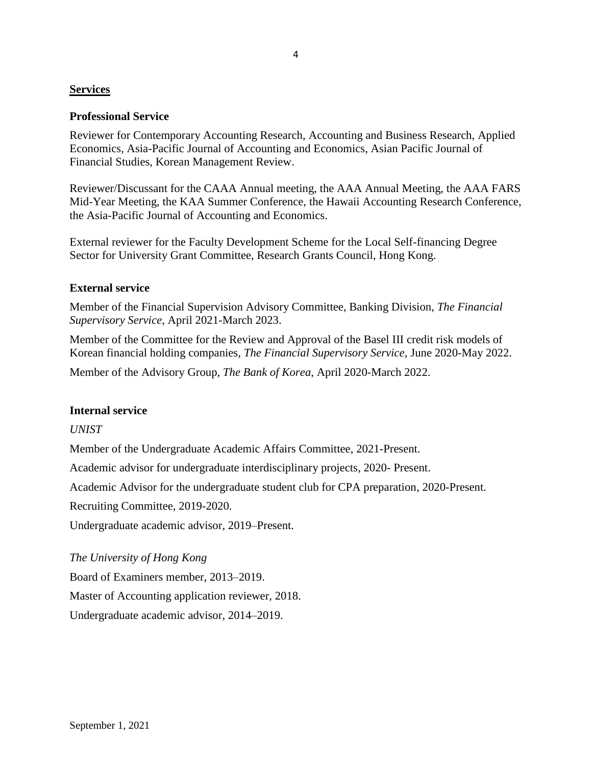## Services

### Professional Service

Reviewer for Contemporary Accounting Research, Accounting and Business Research, Applied Economics, Asia-Pacific Journal of Accounting and Economics, Asian Pacific Journal of Financial Studies, Korean Management Review.

Reviewer/Discussant for the CAAA Annual meeting, the AAA Annual Meeting, the AAA FARS Mid-Year Meeting, the KAA Summer Conference, the Hawaii Accounting Research Conference, the Asia-Pacific Journal of Accounting and Economics.

External reviewer for the Faculty Development Scheme for the Local Self-financing Degree Sector for University Grant Committee, Research Grants Council, Hong Kong.

### External service

Member of the Financial Supervision Advisory Committee, Banking Division, *The Financial Supervisory Service*, April 2021-March 2023.

Member of the Committee for the Review and Approval of the Basel III credit risk models of Korean financial holding companies, *The Financial Supervisory Service*, June 2020-May 2022.

Member of the Advisory Group, *The Bank of Korea*, April 2020-March 2022.

### Internal service

*UNIST*

Member of the Undergraduate Academic Affairs Committee, 2021-Present.

Academic advisor for undergraduate interdisciplinary projects, 2020- Present.

Academic Advisor for the undergraduate student club for CPA preparation, 2020-Present.

Recruiting Committee, 2019-2020.

Undergraduate academic advisor, 2019–Present.

*The University of Hong Kong*

Board of Examiners member, 2013–2019.

Master of Accounting application reviewer, 2018.

Undergraduate academic advisor, 2014–2019.

September 1, 2021